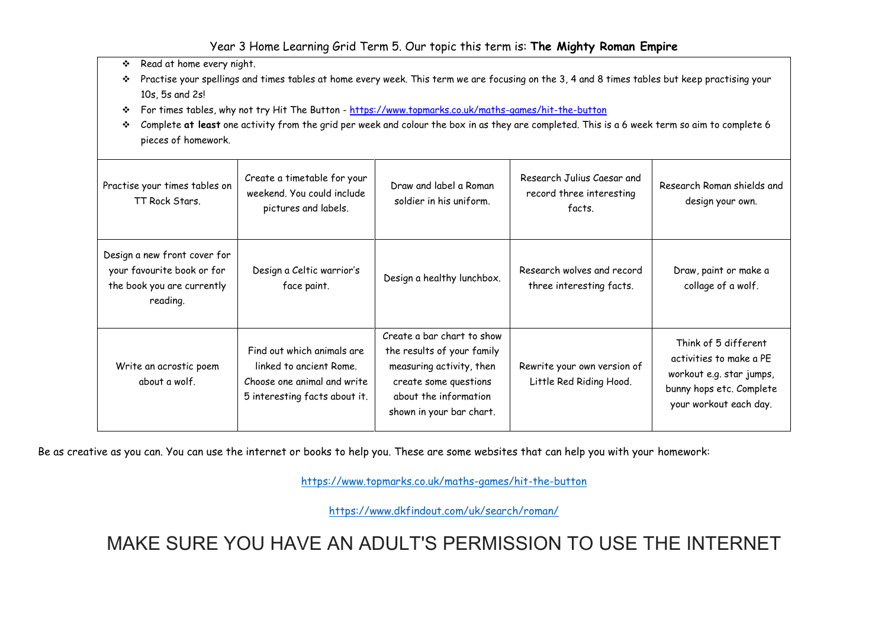# Year 3 Home Learning Grid Term 5. Our topic this term is: **The Mighty Roman Empire**

- Read at home every night.
- Practise your spellings and times tables at home every week. This term we are focusing on the 3, 4 and 8 times tables but keep practising your 10s, 5s and 2s!
- For times tables, why not try Hit The Button - https://www.topmarks.co.uk/maths-games/hit-the-button
- Complete **at least** one activity from the grid per week and colour the box in as they are completed. This is a 6 week term so aim to complete 6 pieces of homework.

| | | | | |
|---|---|---|---|---|
| Practise your times tables on TT Rock Stars. | Create a timetable for your weekend. You could include pictures and labels. | Draw and label a Roman soldier in his uniform. | Research Julius Caesar and record three interesting facts. | Research Roman shields and design your own. |
| Design a new front cover for your favourite book or for the book you are currently reading. | Design a Celtic warrior's face paint. | Design a healthy lunchbox. | Research wolves and record three interesting facts. | Draw, paint or make a collage of a wolf. |
| Write an acrostic poem about a wolf. | Find out which animals are linked to ancient Rome. Choose one animal and write 5 interesting facts about it. | Create a bar chart to show the results of your family measuring activity, then create some questions about the information shown in your bar chart. | Rewrite your own version of Little Red Riding Hood. | Think of 5 different activities to make a PE workout e.g. star jumps, bunny hops etc. Complete your workout each day. |

Be as creative as you can. You can use the internet or books to help you. These are some websites that can help you with your homework:

https://www.topmarks.co.uk/maths-games/hit-the-button

https://www.dkfindout.com/uk/search/roman/

MAKE SURE YOU HAVE AN ADULT'S PERMISSION TO USE THE INTERNET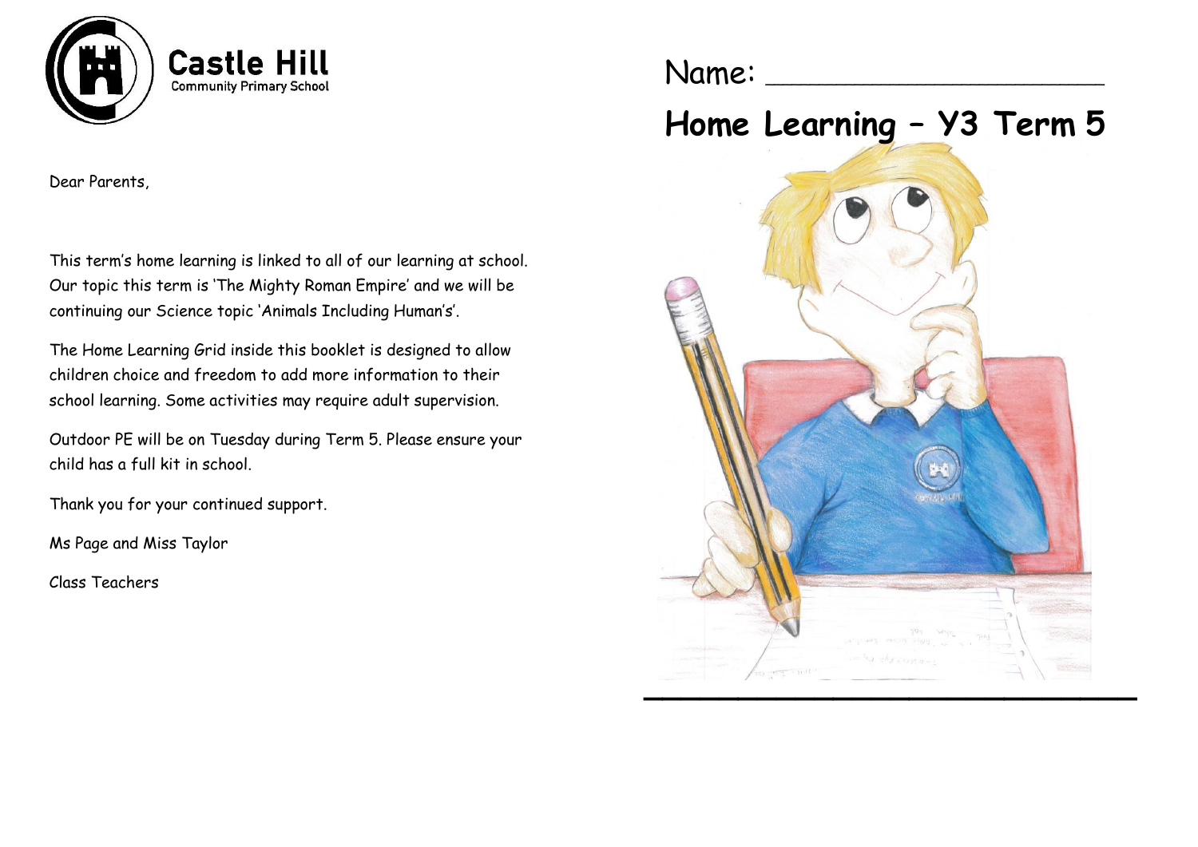Castle Hill
Community Primary School

Dear Parents,

This term's home learning is linked to all of our learning at school. Our topic this term is 'The Mighty Roman Empire' and we will be continuing our Science topic 'Animals Including Human's'.

The Home Learning Grid inside this booklet is designed to allow children choice and freedom to add more information to their school learning. Some activities may require adult supervision.

Outdoor PE will be on Tuesday during Term 5. Please ensure your child has a full kit in school.

Thank you for your continued support.

Ms Page and Miss Taylor

Class Teachers

Name: ____________________

# Home Learning – Y3 Term 5